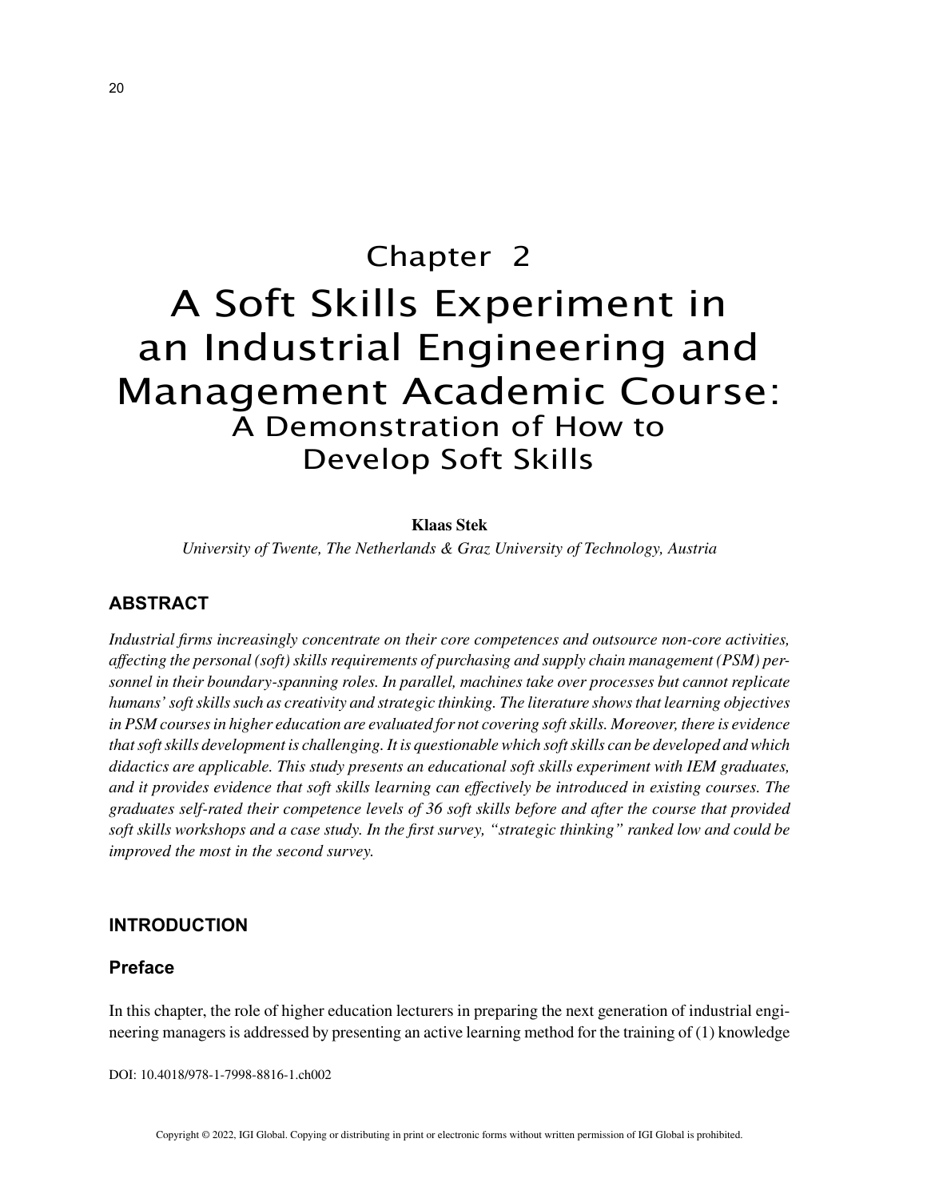Chapter 2

# A Soft Skills Experiment in an Industrial Engineering and Management Academic Course:

## A Demonstration of How to Develop Soft Skills

**Klaas Stek**

*University of Twente, The Netherlands & Graz University of Technology, Austria*

## ABSTRACT

*Industrial firms increasingly concentrate on their core competences and outsource non-core activities, affecting the personal (soft) skills requirements of purchasing and supply chain management (PSM) personnel in their boundary-spanning roles. In parallel, machines take over processes but cannot replicate humans' soft skills such as creativity and strategic thinking. The literature shows that learning objectives in PSM courses in higher education are evaluated for not covering soft skills. Moreover, there is evidence that soft skills development is challenging. It is questionable which soft skills can be developed and which didactics are applicable. This study presents an educational soft skills experiment with IEM graduates, and it provides evidence that soft skills learning can effectively be introduced in existing courses. The graduates self-rated their competence levels of 36 soft skills before and after the course that provided soft skills workshops and a case study. In the first survey, "strategic thinking" ranked low and could be improved the most in the second survey.*

## INTRODUCTION

### Preface

In this chapter, the role of higher education lecturers in preparing the next generation of industrial engineering managers is addressed by presenting an active learning method for the training of (1) knowledge

DOI: 10.4018/978-1-7998-8816-1.ch002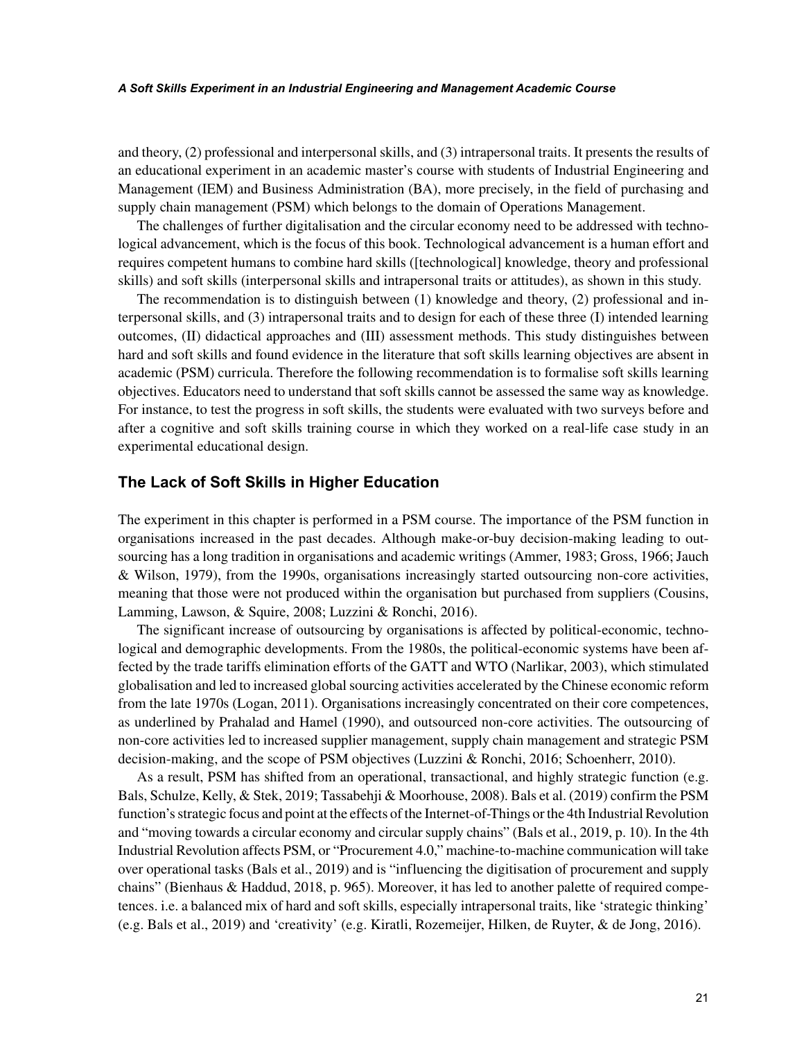and theory, (2) professional and interpersonal skills, and (3) intrapersonal traits. It presents the results of an educational experiment in an academic master's course with students of Industrial Engineering and Management (IEM) and Business Administration (BA), more precisely, in the field of purchasing and supply chain management (PSM) which belongs to the domain of Operations Management.

The challenges of further digitalisation and the circular economy need to be addressed with technological advancement, which is the focus of this book. Technological advancement is a human effort and requires competent humans to combine hard skills ([technological] knowledge, theory and professional skills) and soft skills (interpersonal skills and intrapersonal traits or attitudes), as shown in this study.

The recommendation is to distinguish between (1) knowledge and theory, (2) professional and interpersonal skills, and (3) intrapersonal traits and to design for each of these three (I) intended learning outcomes, (II) didactical approaches and (III) assessment methods. This study distinguishes between hard and soft skills and found evidence in the literature that soft skills learning objectives are absent in academic (PSM) curricula. Therefore the following recommendation is to formalise soft skills learning objectives. Educators need to understand that soft skills cannot be assessed the same way as knowledge. For instance, to test the progress in soft skills, the students were evaluated with two surveys before and after a cognitive and soft skills training course in which they worked on a real-life case study in an experimental educational design.

## The Lack of Soft Skills in Higher Education

The experiment in this chapter is performed in a PSM course. The importance of the PSM function in organisations increased in the past decades. Although make-or-buy decision-making leading to outsourcing has a long tradition in organisations and academic writings (Ammer, 1983; Gross, 1966; Jauch & Wilson, 1979), from the 1990s, organisations increasingly started outsourcing non-core activities, meaning that those were not produced within the organisation but purchased from suppliers (Cousins, Lamming, Lawson, & Squire, 2008; Luzzini & Ronchi, 2016).

The significant increase of outsourcing by organisations is affected by political-economic, technological and demographic developments. From the 1980s, the political-economic systems have been affected by the trade tariffs elimination efforts of the GATT and WTO (Narlikar, 2003), which stimulated globalisation and led to increased global sourcing activities accelerated by the Chinese economic reform from the late 1970s (Logan, 2011). Organisations increasingly concentrated on their core competences, as underlined by Prahalad and Hamel (1990), and outsourced non-core activities. The outsourcing of non-core activities led to increased supplier management, supply chain management and strategic PSM decision-making, and the scope of PSM objectives (Luzzini & Ronchi, 2016; Schoenherr, 2010).

As a result, PSM has shifted from an operational, transactional, and highly strategic function (e.g. Bals, Schulze, Kelly, & Stek, 2019; Tassabehji & Moorhouse, 2008). Bals et al. (2019) confirm the PSM function's strategic focus and point at the effects of the Internet-of-Things or the 4th Industrial Revolution and "moving towards a circular economy and circular supply chains" (Bals et al., 2019, p. 10). In the 4th Industrial Revolution affects PSM, or "Procurement 4.0," machine-to-machine communication will take over operational tasks (Bals et al., 2019) and is "influencing the digitisation of procurement and supply chains" (Bienhaus & Haddud, 2018, p. 965). Moreover, it has led to another palette of required competences. i.e. a balanced mix of hard and soft skills, especially intrapersonal traits, like 'strategic thinking' (e.g. Bals et al., 2019) and 'creativity' (e.g. Kiratli, Rozemeijer, Hilken, de Ruyter, & de Jong, 2016).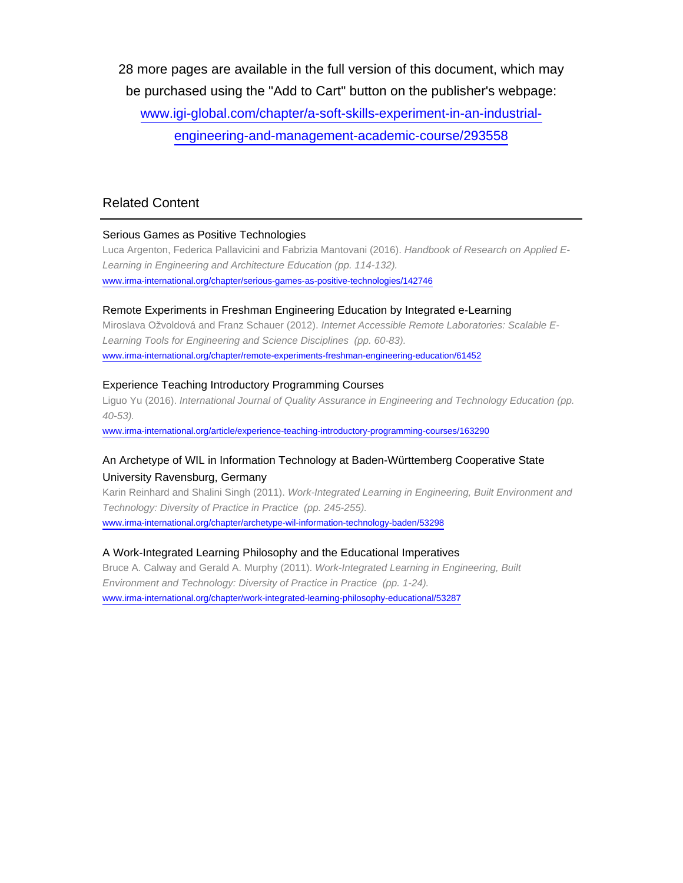28 more pages are available in the full version of this document, which may be purchased using the "Add to Cart" button on the publisher's webpage: [www.igi-global.com/chapter/a-soft-skills-experiment-in-an-industrial-engineering-and-management-academic-course/293558](www.igi-global.com/chapter/a-soft-skills-experiment-in-an-industrial-engineering-and-management-academic-course/293558)

## Related Content

**Serious Games as Positive Technologies**

Luca Argenton, Federica Pallavicini and Fabrizia Mantovani (2016). *Handbook of Research on Applied E-Learning in Engineering and Architecture Education (pp. 114-132).*

[www.irma-international.org/chapter/serious-games-as-positive-technologies/142746](www.irma-international.org/chapter/serious-games-as-positive-technologies/142746)

**Remote Experiments in Freshman Engineering Education by Integrated e-Learning**

Miroslava Ožvoldová and Franz Schauer (2012). *Internet Accessible Remote Laboratories: Scalable E-Learning Tools for Engineering and Science Disciplines (pp. 60-83).*

[www.irma-international.org/chapter/remote-experiments-freshman-engineering-education/61452](www.irma-international.org/chapter/remote-experiments-freshman-engineering-education/61452)

**Experience Teaching Introductory Programming Courses**

Liguo Yu (2016). *International Journal of Quality Assurance in Engineering and Technology Education (pp. 40-53).*

[www.irma-international.org/article/experience-teaching-introductory-programming-courses/163290](www.irma-international.org/article/experience-teaching-introductory-programming-courses/163290)

**An Archetype of WIL in Information Technology at Baden-Württemberg Cooperative State University Ravensburg, Germany**

Karin Reinhard and Shalini Singh (2011). *Work-Integrated Learning in Engineering, Built Environment and Technology: Diversity of Practice in Practice (pp. 245-255).*

[www.irma-international.org/chapter/archetype-wil-information-technology-baden/53298](www.irma-international.org/chapter/archetype-wil-information-technology-baden/53298)

**A Work-Integrated Learning Philosophy and the Educational Imperatives**

Bruce A. Calway and Gerald A. Murphy (2011). *Work-Integrated Learning in Engineering, Built Environment and Technology: Diversity of Practice in Practice (pp. 1-24).*

[www.irma-international.org/chapter/work-integrated-learning-philosophy-educational/53287](www.irma-international.org/chapter/work-integrated-learning-philosophy-educational/53287)